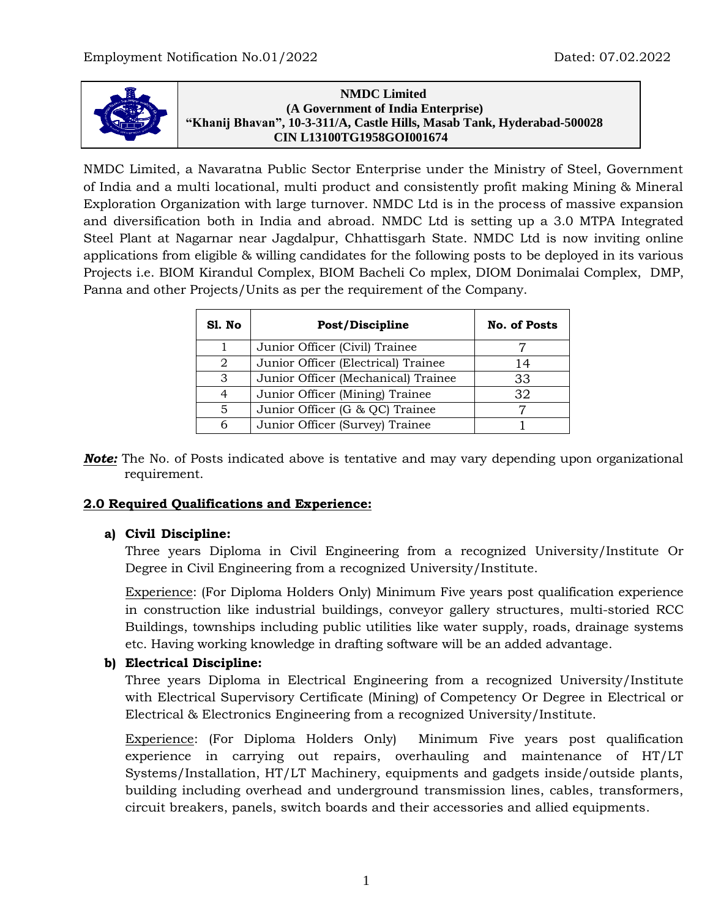Employment Notification No.01/2022 Dated: 07.02.2022

**NMDC Limited**
**(A Government of India Enterprise)**
**"Khanij Bhavan", 10-3-311/A, Castle Hills, Masab Tank, Hyderabad-500028**
**CIN L13100TG1958GOI001674**

NMDC Limited, a Navaratna Public Sector Enterprise under the Ministry of Steel, Government of India and a multi locational, multi product and consistently profit making Mining & Mineral Exploration Organization with large turnover. NMDC Ltd is in the process of massive expansion and diversification both in India and abroad. NMDC Ltd is setting up a 3.0 MTPA Integrated Steel Plant at Nagarnar near Jagdalpur, Chhattisgarh State. NMDC Ltd is now inviting online applications from eligible & willing candidates for the following posts to be deployed in its various Projects i.e. BIOM Kirandul Complex, BIOM Bacheli Co mplex, DIOM Donimalai Complex, DMP, Panna and other Projects/Units as per the requirement of the Company.

| Sl. No | Post/Discipline | No. of Posts |
|---|---|---|
| 1 | Junior Officer (Civil) Trainee | 7 |
| 2 | Junior Officer (Electrical) Trainee | 14 |
| 3 | Junior Officer (Mechanical) Trainee | 33 |
| 4 | Junior Officer (Mining) Trainee | 32 |
| 5 | Junior Officer (G & QC) Trainee | 7 |
| 6 | Junior Officer (Survey) Trainee | 1 |

***Note:*** The No. of Posts indicated above is tentative and may vary depending upon organizational requirement.

## 2.0 Required Qualifications and Experience:

**a) Civil Discipline:**

Three years Diploma in Civil Engineering from a recognized University/Institute Or Degree in Civil Engineering from a recognized University/Institute.

Experience: (For Diploma Holders Only) Minimum Five years post qualification experience in construction like industrial buildings, conveyor gallery structures, multi-storied RCC Buildings, townships including public utilities like water supply, roads, drainage systems etc. Having working knowledge in drafting software will be an added advantage.

**b) Electrical Discipline:**

Three years Diploma in Electrical Engineering from a recognized University/Institute with Electrical Supervisory Certificate (Mining) of Competency Or Degree in Electrical or Electrical & Electronics Engineering from a recognized University/Institute.

Experience: (For Diploma Holders Only) Minimum Five years post qualification experience in carrying out repairs, overhauling and maintenance of HT/LT Systems/Installation, HT/LT Machinery, equipments and gadgets inside/outside plants, building including overhead and underground transmission lines, cables, transformers, circuit breakers, panels, switch boards and their accessories and allied equipments.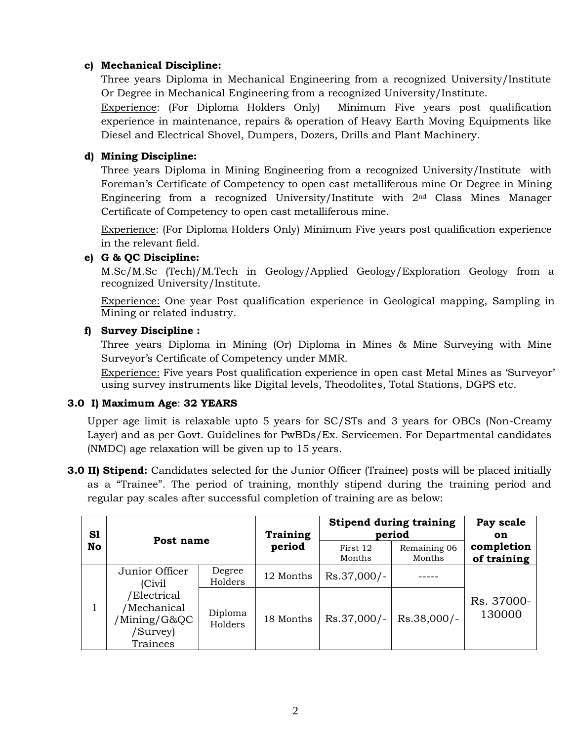**c) Mechanical Discipline:**

Three years Diploma in Mechanical Engineering from a recognized University/Institute Or Degree in Mechanical Engineering from a recognized University/Institute.

Experience: (For Diploma Holders Only) Minimum Five years post qualification experience in maintenance, repairs & operation of Heavy Earth Moving Equipments like Diesel and Electrical Shovel, Dumpers, Dozers, Drills and Plant Machinery.

**d) Mining Discipline:**

Three years Diploma in Mining Engineering from a recognized University/Institute with Foreman's Certificate of Competency to open cast metalliferous mine Or Degree in Mining Engineering from a recognized University/Institute with 2nd Class Mines Manager Certificate of Competency to open cast metalliferous mine.

Experience: (For Diploma Holders Only) Minimum Five years post qualification experience in the relevant field.

**e) G & QC Discipline:**

M.Sc/M.Sc (Tech)/M.Tech in Geology/Applied Geology/Exploration Geology from a recognized University/Institute.

Experience: One year Post qualification experience in Geological mapping, Sampling in Mining or related industry.

**f) Survey Discipline :**

Three years Diploma in Mining (Or) Diploma in Mines & Mine Surveying with Mine Surveyor's Certificate of Competency under MMR.

Experience: Five years Post qualification experience in open cast Metal Mines as 'Surveyor' using survey instruments like Digital levels, Theodolites, Total Stations, DGPS etc.

**3.0 I) Maximum Age**: **32 YEARS**

Upper age limit is relaxable upto 5 years for SC/STs and 3 years for OBCs (Non-Creamy Layer) and as per Govt. Guidelines for PwBDs/Ex. Servicemen. For Departmental candidates (NMDC) age relaxation will be given up to 15 years.

**3.0 II) Stipend:** Candidates selected for the Junior Officer (Trainee) posts will be placed initially as a "Trainee". The period of training, monthly stipend during the training period and regular pay scales after successful completion of training are as below:

| Sl No | Post name | | Training period | Stipend during training period | | Pay scale on completion of training |
|---|---|---|---|---|---|---|
| | | | | First 12 Months | Remaining 06 Months | |
| 1 | Junior Officer (Civil /Electrical /Mechanical /Mining/G&QC /Survey) Trainees | Degree Holders | 12 Months | Rs.37,000/- | ----- | Rs. 37000-130000 |
| | | Diploma Holders | 18 Months | Rs.37,000/- | Rs.38,000/- | |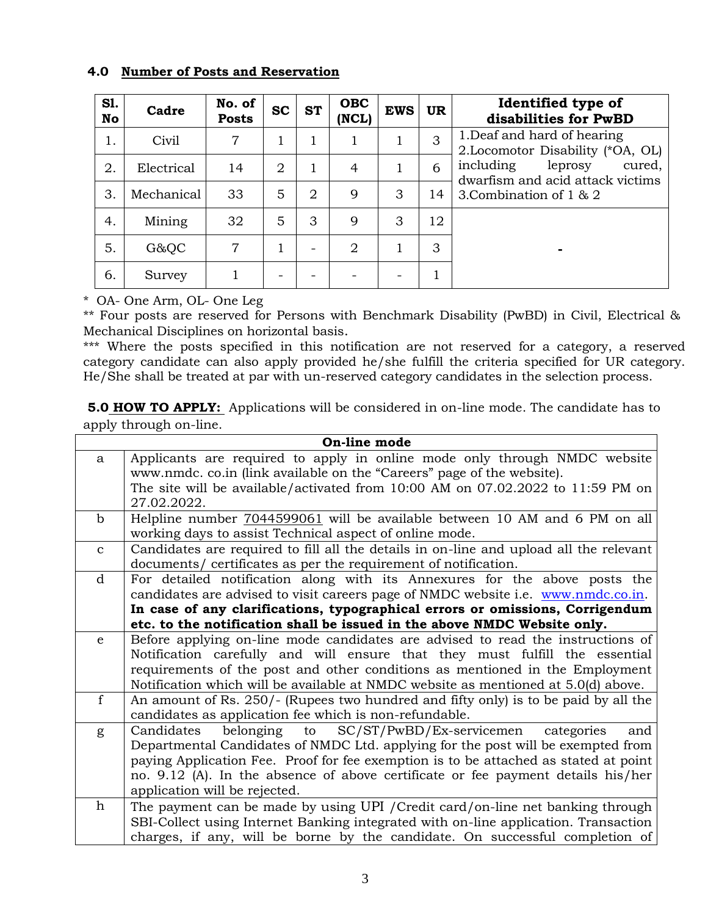## 4.0 Number of Posts and Reservation

| Sl. No | Cadre | No. of Posts | SC | ST | OBC (NCL) | EWS | UR | Identified type of disabilities for PwBD |
|---|---|---|---|---|---|---|---|---|
| 1. | Civil | 7 | 1 | 1 | 1 | 1 | 3 | 1.Deaf and hard of hearing 2.Locomotor Disability (*OA, OL) including leprosy cured, dwarfism and acid attack victims 3.Combination of 1 & 2 |
| 2. | Electrical | 14 | 2 | 1 | 4 | 1 | 6 | |
| 3. | Mechanical | 33 | 5 | 2 | 9 | 3 | 14 | |
| 4. | Mining | 32 | 5 | 3 | 9 | 3 | 12 | - |
| 5. | G&QC | 7 | 1 | - | 2 | 1 | 3 | |
| 6. | Survey | 1 | - | - | - | - | 1 | |

* OA- One Arm, OL- One Leg

** Four posts are reserved for Persons with Benchmark Disability (PwBD) in Civil, Electrical & Mechanical Disciplines on horizontal basis.

*** Where the posts specified in this notification are not reserved for a category, a reserved category candidate can also apply provided he/she fulfill the criteria specified for UR category. He/She shall be treated at par with un-reserved category candidates in the selection process.

**5.0 HOW TO APPLY:** Applications will be considered in on-line mode. The candidate has to apply through on-line.

| | On-line mode |
|---|---|
| a | Applicants are required to apply in online mode only through NMDC website www.nmdc. co.in (link available on the "Careers" page of the website). The site will be available/activated from 10:00 AM on 07.02.2022 to 11:59 PM on 27.02.2022. |
| b | Helpline number 7044599061 will be available between 10 AM and 6 PM on all working days to assist Technical aspect of online mode. |
| c | Candidates are required to fill all the details in on-line and upload all the relevant documents/ certificates as per the requirement of notification. |
| d | For detailed notification along with its Annexures for the above posts the candidates are advised to visit careers page of NMDC website i.e. www.nmdc.co.in. **In case of any clarifications, typographical errors or omissions, Corrigendum etc. to the notification shall be issued in the above NMDC Website only.** |
| e | Before applying on-line mode candidates are advised to read the instructions of Notification carefully and will ensure that they must fulfill the essential requirements of the post and other conditions as mentioned in the Employment Notification which will be available at NMDC website as mentioned at 5.0(d) above. |
| f | An amount of Rs. 250/- (Rupees two hundred and fifty only) is to be paid by all the candidates as application fee which is non-refundable. |
| g | Candidates belonging to SC/ST/PwBD/Ex-servicemen categories and Departmental Candidates of NMDC Ltd. applying for the post will be exempted from paying Application Fee. Proof for fee exemption is to be attached as stated at point no. 9.12 (A). In the absence of above certificate or fee payment details his/her application will be rejected. |
| h | The payment can be made by using UPI /Credit card/on-line net banking through SBI-Collect using Internet Banking integrated with on-line application. Transaction charges, if any, will be borne by the candidate. On successful completion of |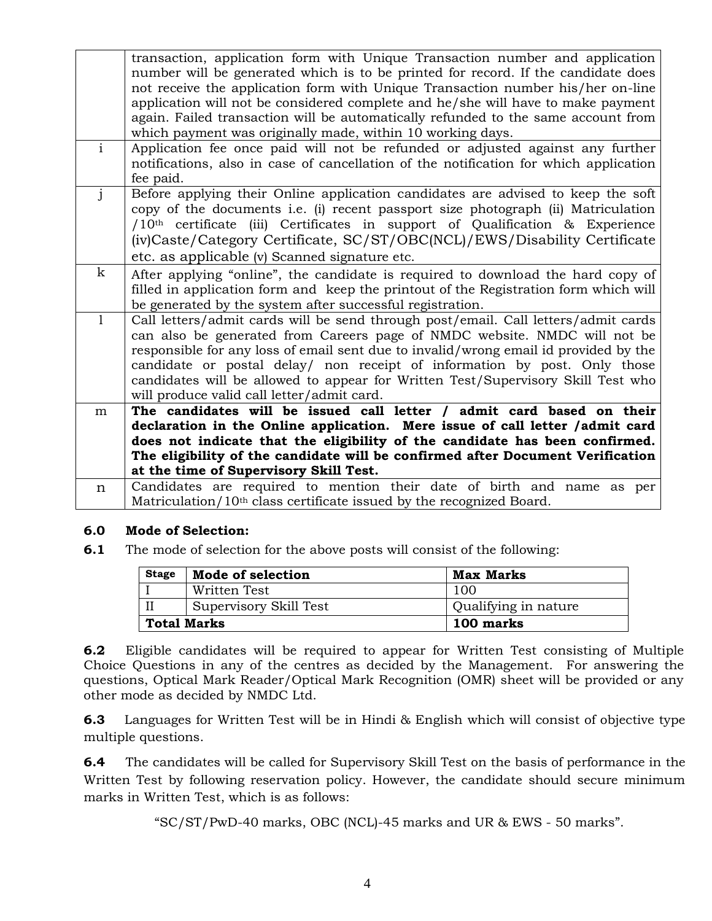| | |
|---|---|
| | transaction, application form with Unique Transaction number and application number will be generated which is to be printed for record. If the candidate does not receive the application form with Unique Transaction number his/her on-line application will not be considered complete and he/she will have to make payment again. Failed transaction will be automatically refunded to the same account from which payment was originally made, within 10 working days. |
| i | Application fee once paid will not be refunded or adjusted against any further notifications, also in case of cancellation of the notification for which application fee paid. |
| j | Before applying their Online application candidates are advised to keep the soft copy of the documents i.e. (i) recent passport size photograph (ii) Matriculation /10th certificate (iii) Certificates in support of Qualification & Experience (iv)Caste/Category Certificate, SC/ST/OBC(NCL)/EWS/Disability Certificate etc. as applicable (v) Scanned signature etc. |
| k | After applying "online", the candidate is required to download the hard copy of filled in application form and keep the printout of the Registration form which will be generated by the system after successful registration. |
| l | Call letters/admit cards will be send through post/email. Call letters/admit cards can also be generated from Careers page of NMDC website. NMDC will not be responsible for any loss of email sent due to invalid/wrong email id provided by the candidate or postal delay/ non receipt of information by post. Only those candidates will be allowed to appear for Written Test/Supervisory Skill Test who will produce valid call letter/admit card. |
| m | **The candidates will be issued call letter / admit card based on their declaration in the Online application. Mere issue of call letter /admit card does not indicate that the eligibility of the candidate has been confirmed. The eligibility of the candidate will be confirmed after Document Verification at the time of Supervisory Skill Test.** |
| n | Candidates are required to mention their date of birth and name as per Matriculation/10th class certificate issued by the recognized Board. |

**6.0 Mode of Selection:**

**6.1** The mode of selection for the above posts will consist of the following:

| Stage | Mode of selection | Max Marks |
|---|---|---|
| I | Written Test | 100 |
| II | Supervisory Skill Test | Qualifying in nature |
| **Total Marks** | | **100 marks** |

**6.2** Eligible candidates will be required to appear for Written Test consisting of Multiple Choice Questions in any of the centres as decided by the Management. For answering the questions, Optical Mark Reader/Optical Mark Recognition (OMR) sheet will be provided or any other mode as decided by NMDC Ltd.

**6.3** Languages for Written Test will be in Hindi & English which will consist of objective type multiple questions.

**6.4** The candidates will be called for Supervisory Skill Test on the basis of performance in the Written Test by following reservation policy. However, the candidate should secure minimum marks in Written Test, which is as follows:

"SC/ST/PwD-40 marks, OBC (NCL)-45 marks and UR & EWS - 50 marks".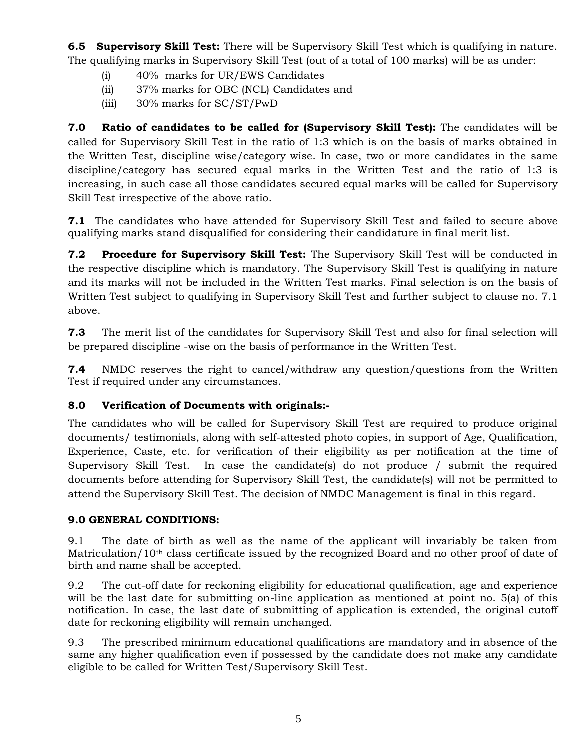**6.5 Supervisory Skill Test:** There will be Supervisory Skill Test which is qualifying in nature. The qualifying marks in Supervisory Skill Test (out of a total of 100 marks) will be as under:

(i) 40% marks for UR/EWS Candidates
(ii) 37% marks for OBC (NCL) Candidates and
(iii) 30% marks for SC/ST/PwD

**7.0 Ratio of candidates to be called for (Supervisory Skill Test):** The candidates will be called for Supervisory Skill Test in the ratio of 1:3 which is on the basis of marks obtained in the Written Test, discipline wise/category wise. In case, two or more candidates in the same discipline/category has secured equal marks in the Written Test and the ratio of 1:3 is increasing, in such case all those candidates secured equal marks will be called for Supervisory Skill Test irrespective of the above ratio.

**7.1** The candidates who have attended for Supervisory Skill Test and failed to secure above qualifying marks stand disqualified for considering their candidature in final merit list.

**7.2 Procedure for Supervisory Skill Test:** The Supervisory Skill Test will be conducted in the respective discipline which is mandatory. The Supervisory Skill Test is qualifying in nature and its marks will not be included in the Written Test marks. Final selection is on the basis of Written Test subject to qualifying in Supervisory Skill Test and further subject to clause no. 7.1 above.

**7.3** The merit list of the candidates for Supervisory Skill Test and also for final selection will be prepared discipline -wise on the basis of performance in the Written Test.

**7.4** NMDC reserves the right to cancel/withdraw any question/questions from the Written Test if required under any circumstances.

**8.0 Verification of Documents with originals:-**

The candidates who will be called for Supervisory Skill Test are required to produce original documents/ testimonials, along with self-attested photo copies, in support of Age, Qualification, Experience, Caste, etc. for verification of their eligibility as per notification at the time of Supervisory Skill Test. In case the candidate(s) do not produce / submit the required documents before attending for Supervisory Skill Test, the candidate(s) will not be permitted to attend the Supervisory Skill Test. The decision of NMDC Management is final in this regard.

**9.0 GENERAL CONDITIONS:**

9.1 The date of birth as well as the name of the applicant will invariably be taken from Matriculation/10th class certificate issued by the recognized Board and no other proof of date of birth and name shall be accepted.

9.2 The cut-off date for reckoning eligibility for educational qualification, age and experience will be the last date for submitting on-line application as mentioned at point no. 5(a) of this notification. In case, the last date of submitting of application is extended, the original cutoff date for reckoning eligibility will remain unchanged.

9.3 The prescribed minimum educational qualifications are mandatory and in absence of the same any higher qualification even if possessed by the candidate does not make any candidate eligible to be called for Written Test/Supervisory Skill Test.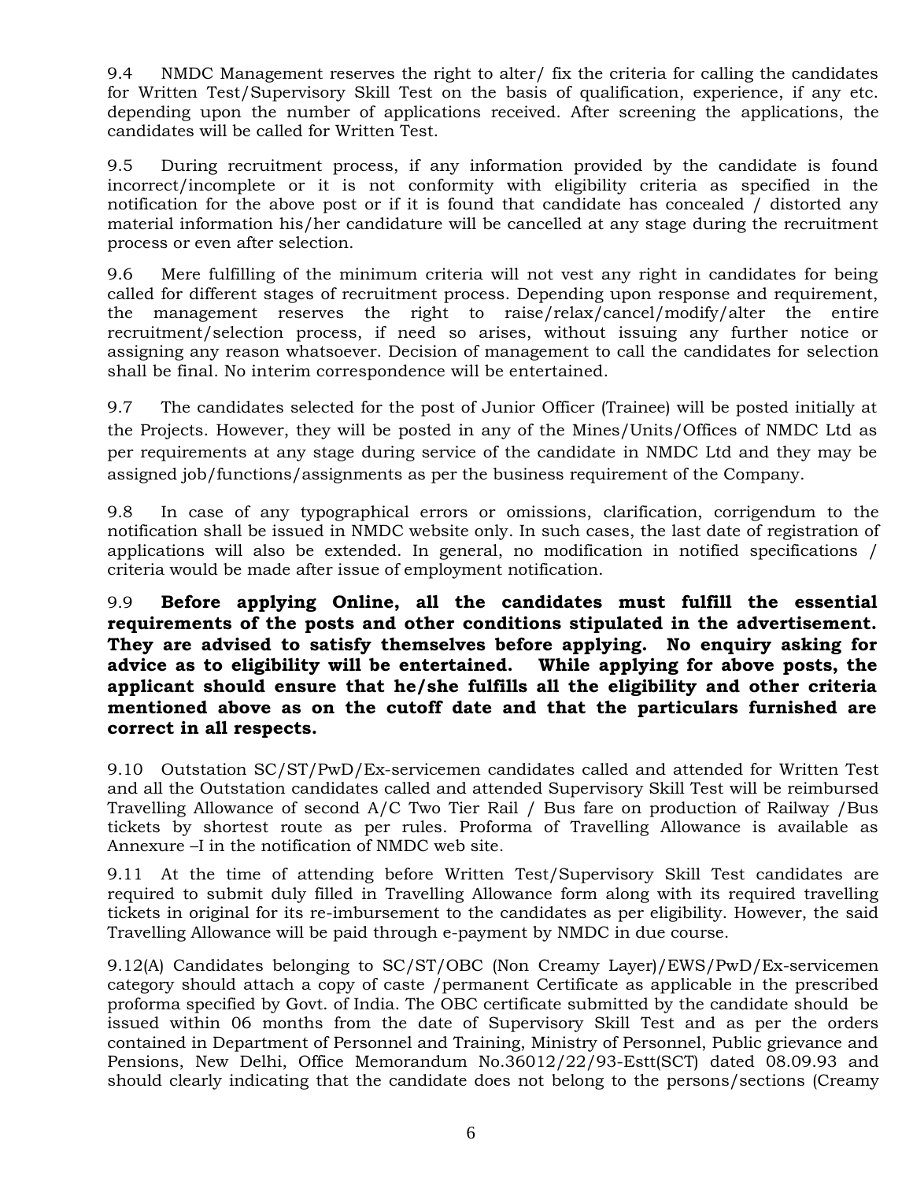9.4 NMDC Management reserves the right to alter/ fix the criteria for calling the candidates for Written Test/Supervisory Skill Test on the basis of qualification, experience, if any etc. depending upon the number of applications received. After screening the applications, the candidates will be called for Written Test.

9.5 During recruitment process, if any information provided by the candidate is found incorrect/incomplete or it is not conformity with eligibility criteria as specified in the notification for the above post or if it is found that candidate has concealed / distorted any material information his/her candidature will be cancelled at any stage during the recruitment process or even after selection.

9.6 Mere fulfilling of the minimum criteria will not vest any right in candidates for being called for different stages of recruitment process. Depending upon response and requirement, the management reserves the right to raise/relax/cancel/modify/alter the entire recruitment/selection process, if need so arises, without issuing any further notice or assigning any reason whatsoever. Decision of management to call the candidates for selection shall be final. No interim correspondence will be entertained.

9.7 The candidates selected for the post of Junior Officer (Trainee) will be posted initially at the Projects. However, they will be posted in any of the Mines/Units/Offices of NMDC Ltd as per requirements at any stage during service of the candidate in NMDC Ltd and they may be assigned job/functions/assignments as per the business requirement of the Company.

9.8 In case of any typographical errors or omissions, clarification, corrigendum to the notification shall be issued in NMDC website only. In such cases, the last date of registration of applications will also be extended. In general, no modification in notified specifications / criteria would be made after issue of employment notification.

9.9 **Before applying Online, all the candidates must fulfill the essential requirements of the posts and other conditions stipulated in the advertisement. They are advised to satisfy themselves before applying. No enquiry asking for advice as to eligibility will be entertained. While applying for above posts, the applicant should ensure that he/she fulfills all the eligibility and other criteria mentioned above as on the cutoff date and that the particulars furnished are correct in all respects.**

9.10 Outstation SC/ST/PwD/Ex-servicemen candidates called and attended for Written Test and all the Outstation candidates called and attended Supervisory Skill Test will be reimbursed Travelling Allowance of second A/C Two Tier Rail / Bus fare on production of Railway /Bus tickets by shortest route as per rules. Proforma of Travelling Allowance is available as Annexure –I in the notification of NMDC web site.

9.11 At the time of attending before Written Test/Supervisory Skill Test candidates are required to submit duly filled in Travelling Allowance form along with its required travelling tickets in original for its re-imbursement to the candidates as per eligibility. However, the said Travelling Allowance will be paid through e-payment by NMDC in due course.

9.12(A) Candidates belonging to SC/ST/OBC (Non Creamy Layer)/EWS/PwD/Ex-servicemen category should attach a copy of caste /permanent Certificate as applicable in the prescribed proforma specified by Govt. of India. The OBC certificate submitted by the candidate should be issued within 06 months from the date of Supervisory Skill Test and as per the orders contained in Department of Personnel and Training, Ministry of Personnel, Public grievance and Pensions, New Delhi, Office Memorandum No.36012/22/93-Estt(SCT) dated 08.09.93 and should clearly indicating that the candidate does not belong to the persons/sections (Creamy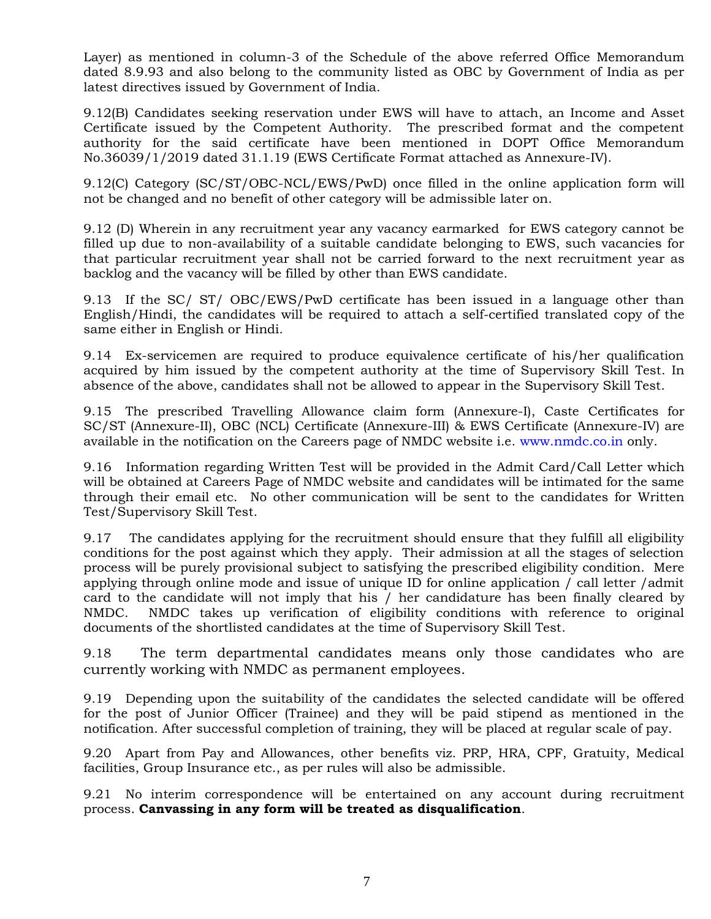Layer) as mentioned in column-3 of the Schedule of the above referred Office Memorandum dated 8.9.93 and also belong to the community listed as OBC by Government of India as per latest directives issued by Government of India.

9.12(B) Candidates seeking reservation under EWS will have to attach, an Income and Asset Certificate issued by the Competent Authority. The prescribed format and the competent authority for the said certificate have been mentioned in DOPT Office Memorandum No.36039/1/2019 dated 31.1.19 (EWS Certificate Format attached as Annexure-IV).

9.12(C) Category (SC/ST/OBC-NCL/EWS/PwD) once filled in the online application form will not be changed and no benefit of other category will be admissible later on.

9.12 (D) Wherein in any recruitment year any vacancy earmarked for EWS category cannot be filled up due to non-availability of a suitable candidate belonging to EWS, such vacancies for that particular recruitment year shall not be carried forward to the next recruitment year as backlog and the vacancy will be filled by other than EWS candidate.

9.13 If the SC/ ST/ OBC/EWS/PwD certificate has been issued in a language other than English/Hindi, the candidates will be required to attach a self-certified translated copy of the same either in English or Hindi.

9.14 Ex-servicemen are required to produce equivalence certificate of his/her qualification acquired by him issued by the competent authority at the time of Supervisory Skill Test. In absence of the above, candidates shall not be allowed to appear in the Supervisory Skill Test.

9.15 The prescribed Travelling Allowance claim form (Annexure-I), Caste Certificates for SC/ST (Annexure-II), OBC (NCL) Certificate (Annexure-III) & EWS Certificate (Annexure-IV) are available in the notification on the Careers page of NMDC website i.e. www.nmdc.co.in only.

9.16 Information regarding Written Test will be provided in the Admit Card/Call Letter which will be obtained at Careers Page of NMDC website and candidates will be intimated for the same through their email etc. No other communication will be sent to the candidates for Written Test/Supervisory Skill Test.

9.17 The candidates applying for the recruitment should ensure that they fulfill all eligibility conditions for the post against which they apply. Their admission at all the stages of selection process will be purely provisional subject to satisfying the prescribed eligibility condition. Mere applying through online mode and issue of unique ID for online application / call letter /admit card to the candidate will not imply that his / her candidature has been finally cleared by NMDC. NMDC takes up verification of eligibility conditions with reference to original documents of the shortlisted candidates at the time of Supervisory Skill Test.

9.18 The term departmental candidates means only those candidates who are currently working with NMDC as permanent employees.

9.19 Depending upon the suitability of the candidates the selected candidate will be offered for the post of Junior Officer (Trainee) and they will be paid stipend as mentioned in the notification. After successful completion of training, they will be placed at regular scale of pay.

9.20 Apart from Pay and Allowances, other benefits viz. PRP, HRA, CPF, Gratuity, Medical facilities, Group Insurance etc., as per rules will also be admissible.

9.21 No interim correspondence will be entertained on any account during recruitment process. **Canvassing in any form will be treated as disqualification**.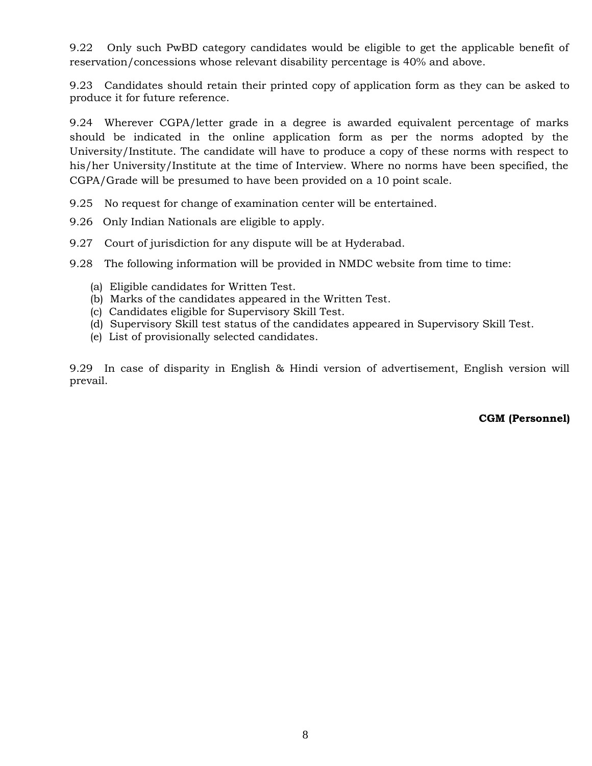9.22 Only such PwBD category candidates would be eligible to get the applicable benefit of reservation/concessions whose relevant disability percentage is 40% and above.

9.23 Candidates should retain their printed copy of application form as they can be asked to produce it for future reference.

9.24 Wherever CGPA/letter grade in a degree is awarded equivalent percentage of marks should be indicated in the online application form as per the norms adopted by the University/Institute. The candidate will have to produce a copy of these norms with respect to his/her University/Institute at the time of Interview. Where no norms have been specified, the CGPA/Grade will be presumed to have been provided on a 10 point scale.

9.25 No request for change of examination center will be entertained.

9.26 Only Indian Nationals are eligible to apply.

9.27 Court of jurisdiction for any dispute will be at Hyderabad.

9.28 The following information will be provided in NMDC website from time to time:

(a) Eligible candidates for Written Test.
(b) Marks of the candidates appeared in the Written Test.
(c) Candidates eligible for Supervisory Skill Test.
(d) Supervisory Skill test status of the candidates appeared in Supervisory Skill Test.
(e) List of provisionally selected candidates.

9.29 In case of disparity in English & Hindi version of advertisement, English version will prevail.

**CGM (Personnel)**